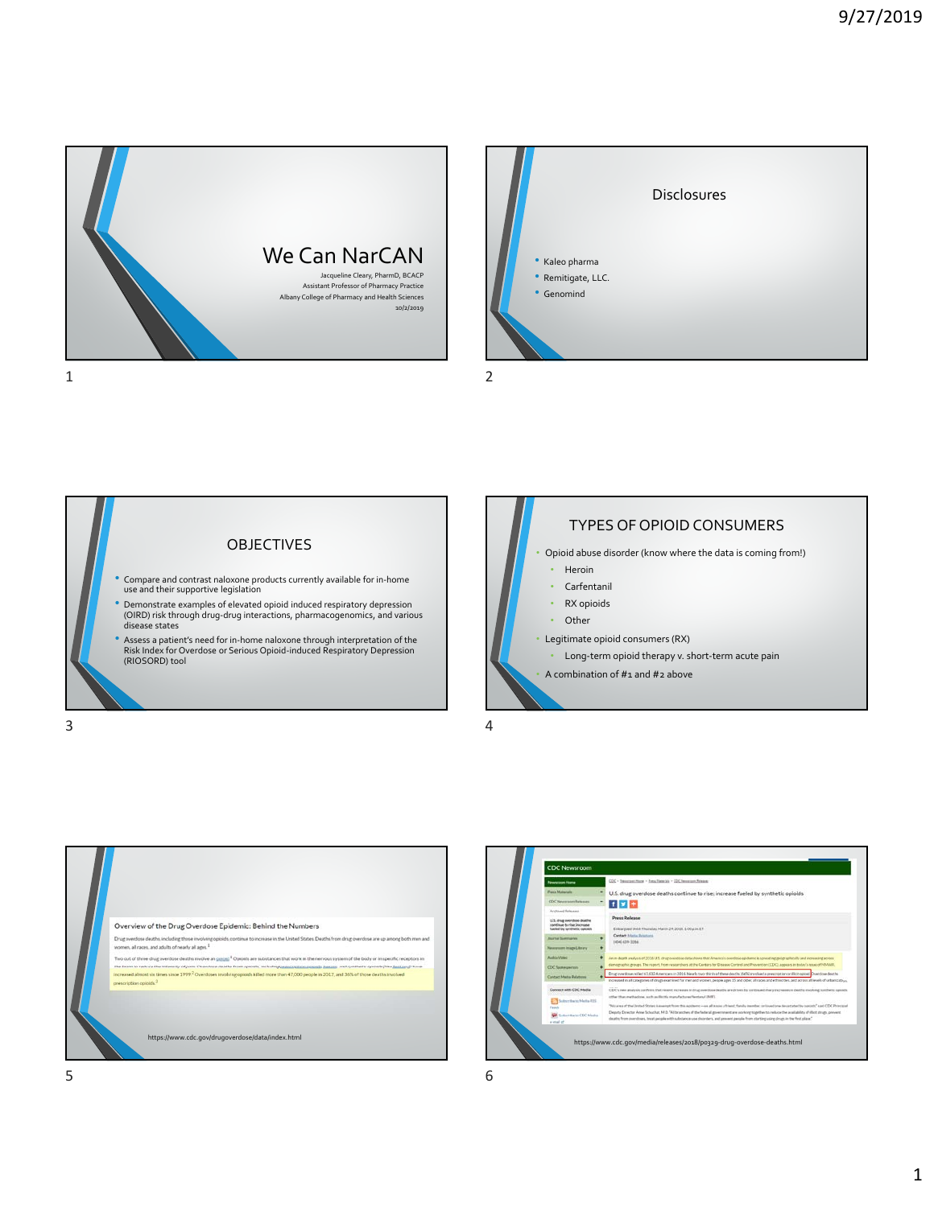# We Can NarCAN

Jacqueline Cleary, PharmD, BCACP
Assistant Professor of Pharmacy Practice
Albany College of Pharmacy and Health Sciences
10/2/2019

## Disclosures

- Kaleo pharma
- Remitigate, LLC.
- Genomind

## OBJECTIVES

- Compare and contrast naloxone products currently available for in-home use and their supportive legislation
- Demonstrate examples of elevated opioid induced respiratory depression (OIRD) risk through drug-drug interactions, pharmacogenomics, and various disease states
- Assess a patient's need for in-home naloxone through interpretation of the Risk Index for Overdose or Serious Opioid-induced Respiratory Depression (RIOSORD) tool

## TYPES OF OPIOID CONSUMERS

- Opioid abuse disorder (know where the data is coming from!)
  - Heroin
  - Carfentanil
  - RX opioids
  - Other
- Legitimate opioid consumers (RX)
  - Long-term opioid therapy v. short-term acute pain
- A combination of #1 and #2 above

Overview of the Drug Overdose Epidemic: Behind the Numbers

https://www.cdc.gov/drugoverdose/data/index.html

CDC Newsroom

U.S. drug overdose deaths continue to rise; increase fueled by synthetic opioids

https://www.cdc.gov/media/releases/2018/p0329-drug-overdose-deaths.html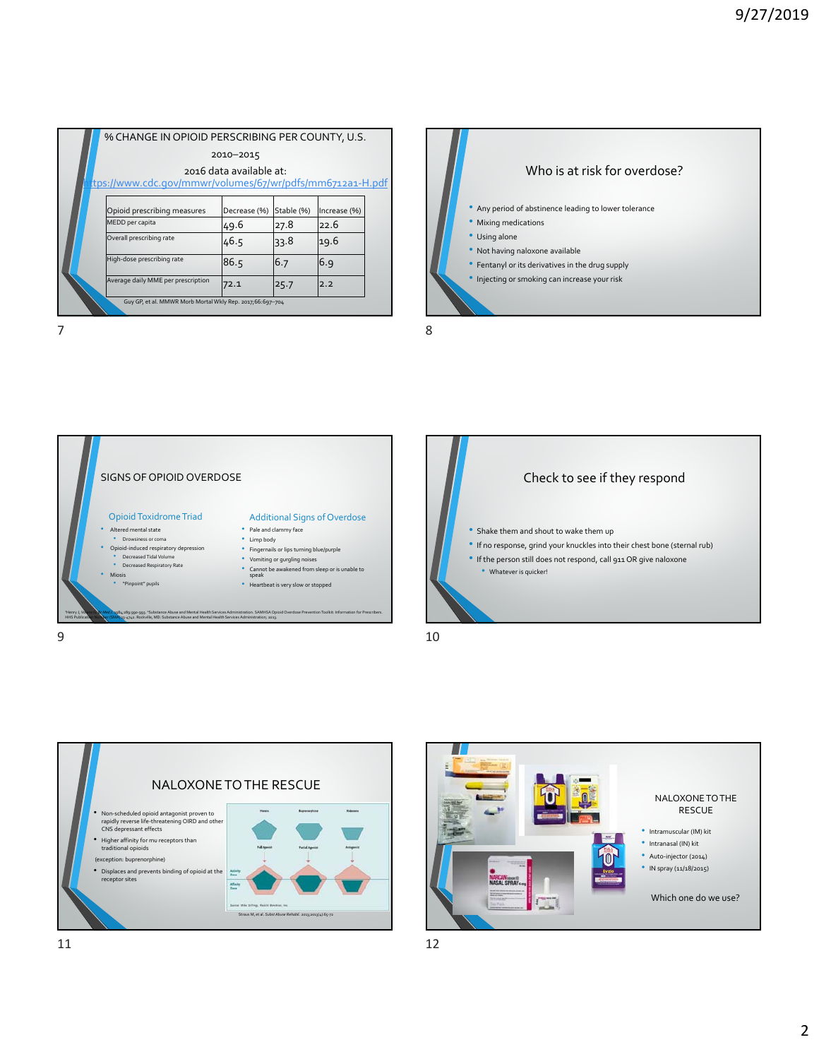## % CHANGE IN OPIOID PERSCRIBING PER COUNTY, U.S.

2010–2015

2016 data available at:
https://www.cdc.gov/mmwr/volumes/67/wr/pdfs/mm6712a1-H.pdf

| Opioid prescribing measures | Decrease (%) | Stable (%) | Increase (%) |
|---|---|---|---|
| MEDD per capita | 49.6 | 27.8 | 22.6 |
| Overall prescribing rate | 46.5 | 33.8 | 19.6 |
| High-dose prescribing rate | 86.5 | 6.7 | 6.9 |
| Average daily MME per prescription | 72.1 | 25.7 | 2.2 |

Guy GP, et al. MMWR Morb Mortal Wkly Rep. 2017;66:697–704

## Who is at risk for overdose?

- Any period of abstinence leading to lower tolerance
- Mixing medications
- Using alone
- Not having naloxone available
- Fentanyl or its derivatives in the drug supply
- Injecting or smoking can increase your risk

## SIGNS OF OPIOID OVERDOSE

### Opioid Toxidrome Triad

- Altered mental state
  - Drowsiness or coma
- Opioid-induced respiratory depression
  - Decreased Tidal Volume
  - Decreased Respiratory Rate
- Miosis
  - "Pinpoint" pupils

### Additional Signs of Overdose

- Pale and clammy face
- Limp body
- Fingernails or lips turning blue/purple
- Vomiting or gurgling noises
- Cannot be awakened from sleep or is unable to speak
- Heartbeat is very slow or stopped

[1]Henry J, Vale JA. Br Med J. 1984;289:990-993. [2]Substance Abuse and Mental Health Services Administration. SAMHSA Opioid Overdose Prevention Toolkit: Information for Prescribers. HHS Publication Number (SMA) 13-4742. Rockville, MD: Substance Abuse and Mental Health Services Administration, 2013.

## Check to see if they respond

- Shake them and shout to wake them up
- If no response, grind your knuckles into their chest bone (sternal rub)
- If the person still does not respond, call 911 OR give naloxone
  - Whatever is quicker!

## NALOXONE TO THE RESCUE

- Non-scheduled opioid antagonist proven to rapidly reverse life-threatening OIRD and other CNS depressant effects
- Higher affinity for mu receptors than traditional opioids

(exception: buprenorphine)

- Displaces and prevents binding of opioid at the receptor sites

Heroin
Buprenorphine
Naloxone
Full Agonist
Partial Agonist
Antagonist
Activity Zone
Affinity Zone
Source: Mike Stillings, Reckitt Benckiser, Inc.

Straus M, et al. Subst Abuse Rehabil. 2013;2013(4):65-72

## NALOXONE TO THE RESCUE

- Intramuscular (IM) kit
- Intranasal (IN) kit
- Auto-injector (2014)
- IN spray (11/18/2015)

Which one do we use?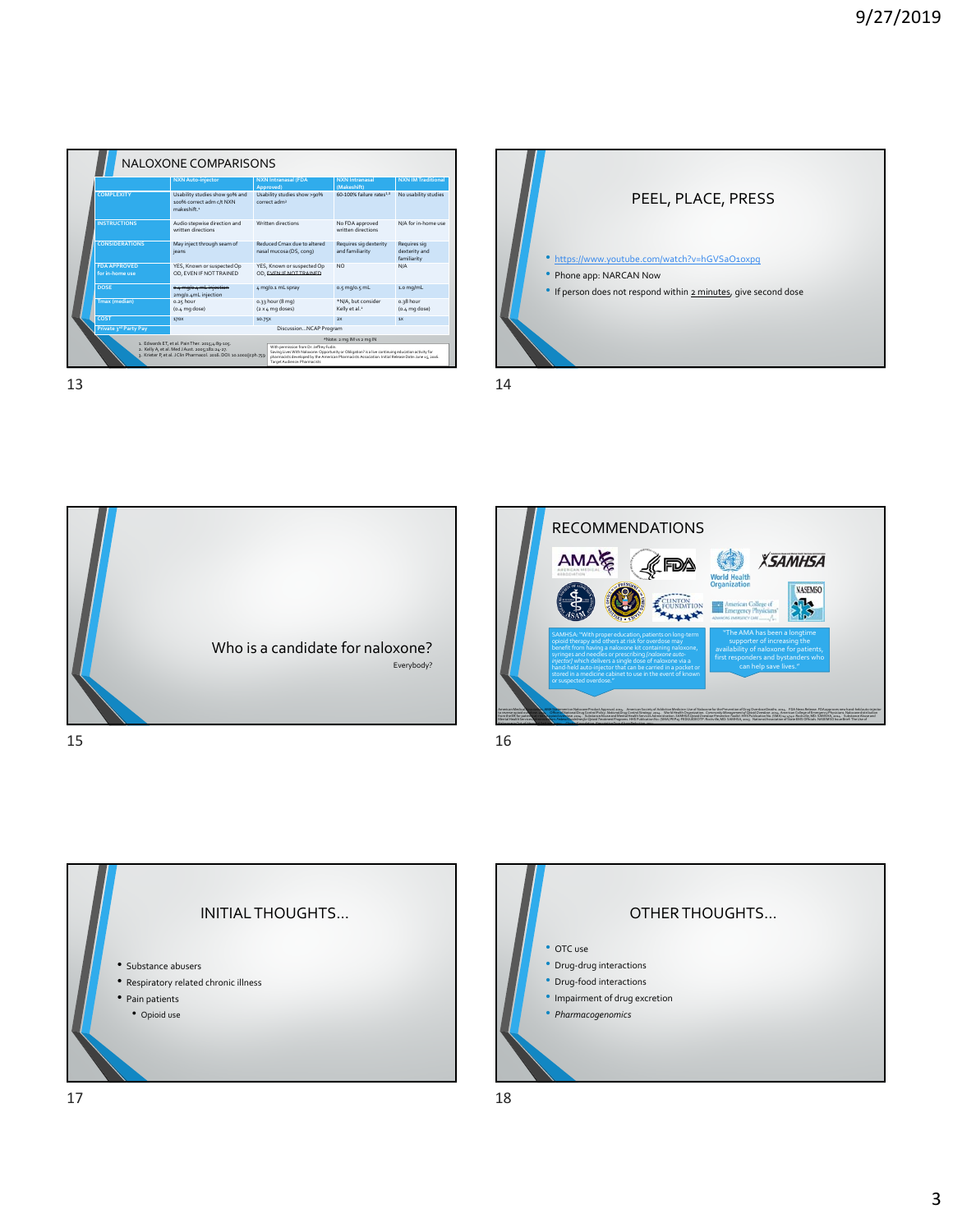## NALOXONE COMPARISONS

| | NXN Auto-Injector | NXN Intranasal (FDA Approved) | NXN Intranasal (Makeshift) | NXN IM Traditional |
|---|---|---|---|---|
| COMPLEXITY | Usability studies show 90% and 100% correct adm c/t NXN makeshift.[1] | Usability studies show >90% correct adm[1] | 60-100% failure rates[1,2] | No usability studies |
| INSTRUCTIONS | Audio stepwise direction and written directions | Written directions | No FDA approved written directions | N/A for in-home use |
| CONSIDERATIONS | May inject through seam of jeans | Reduced Cmax due to altered nasal mucosa (DS, cong) | Requires sig dexterity and familiarity | Requires sig dexterity and familiarity |
| FDA APPROVED for in-home use | YES, Known or suspected Op OD, EVEN IF NOT TRAINED | YES, Known or suspected Op OD, EVEN IF NOT TRAINED | NO | N/A |
| DOSE | ~~0.4 mg/0.4 mL injection~~ 2mg/0.4mL injection | 4 mg/0.1 mL spray | 0.5 mg/0.5 mL | 1.0 mg/mL |
| Tmax (median) | 0.25 hour (0.4 mg dose) | 0.33 hour (8 mg) (2 x 4 mg doses) | *N/A, but consider Kelly et al.[2] | 0.38 hour (0.4 mg dose) |
| COST | 170x | 10.75x | 2x | 1x |
| Private 3rd Party Pay | | Discussion…NCAP Program | | |

*Note: 2 mg IM vs 2 mg IN

1. Edwards ET, et al. Pain Ther. 2015;4:89-105.
2. Kelly A, et al. Med J Aust. 2005;182:24-27.
3. Krieter P, et al. J Clin Pharmacol. 2016. DOI: 10.1002/jcph.759

With permission from Dr. Jeffrey Fudin. Saving Lives With Naloxone: Opportunity or Obligation? is a live continuing education activity for pharmacists developed by the American Pharmacists Association. Initial Release Date: June 15, 2016. Target Audience: Pharmacists

## PEEL, PLACE, PRESS

- https://www.youtube.com/watch?v=hGVSaO1oxpq
- Phone app: NARCAN Now
- If person does not respond within 2 minutes, give second dose

## Who is a candidate for naloxone?

Everybody?

## RECOMMENDATIONS

AMA, FDA, World Health Organization, SAMHSA, ASAM, Clinton Foundation, American College of Emergency Physicians, NASEMSO

SAMHSA: "With proper education, patients on long-term opioid therapy and others at risk for overdose may benefit from having a naloxone kit containing naloxone, syringes and needles or prescribing *[naloxone auto-injector]* which delivers a single dose of naloxone via a hand-held auto-injector that can be carried in a pocket or stored in a medicine cabinet to use in the event of known or suspected overdose."

"The AMA has been a longtime supporter of increasing the availability of naloxone for patients, first responders and bystanders who can help save lives."

## INITIAL THOUGHTS…

- Substance abusers
- Respiratory related chronic illness
- Pain patients
  - Opioid use

## OTHER THOUGHTS…

- OTC use
- Drug-drug interactions
- Drug-food interactions
- Impairment of drug excretion
- *Pharmacogenomics*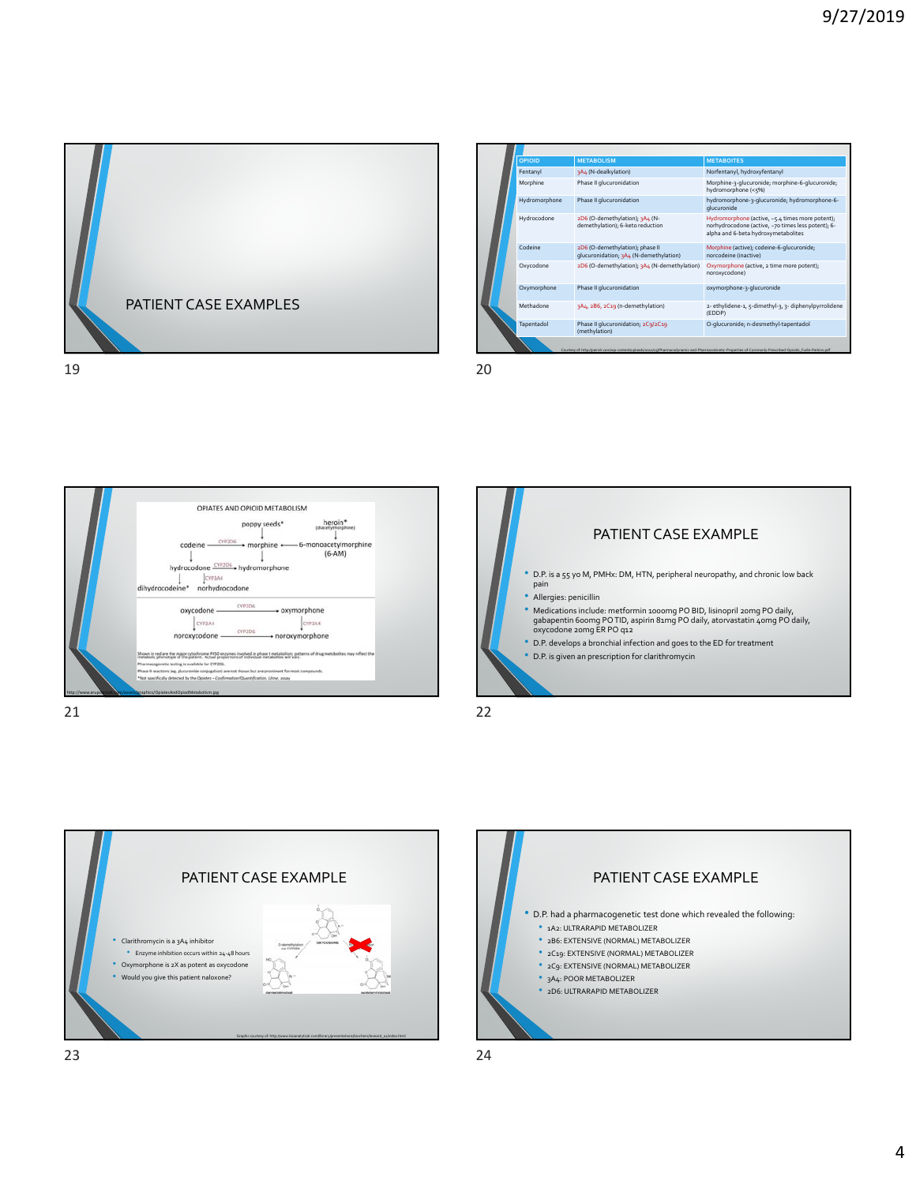## PATIENT CASE EXAMPLES

| OPIOID | METABOLISM | METABOITES |
|---|---|---|
| Fentanyl | 3A4 (N-dealkylation) | Norfentanyl, hydroxyfentanyl |
| Morphine | Phase II glucuronidation | Morphine-3-glucuronide; morphine-6-glucuronide; hydromorphone (<5%) |
| Hydromorphone | Phase II glucuronidation | hydromorphone-3-glucuronide; hydromorphone-6-glucuronide |
| Hydrocodone | 2D6 (O-demethylation); 3A4 (N-demethylation); 6-keto reduction | Hydromorphone (active, ~5.4 times more potent); norhydrocodone (active, ~70 times less potent); 6-alpha and 6-beta hydroxymetabolites |
| Codeine | 2D6 (O-demethylation); phase II glucuronidation; 3A4 (N-demethylation) | Morphine (active); codeine-6-glucuronide; norcodeine (inactive) |
| Oxycodone | 2D6 (O-demethylation); 3A4 (N-demethylation) | Oxymorphone (active, 2 time more potent); noroxycodone) |
| Oxymorphone | Phase II glucuronidation | oxymorphone-3-glucuronide |
| Methadone | 3A4, 2B6, 2C19 (n-demethylation) | 2- ethylidene-1, 5-dimethyl-3, 3- diphenylpyrrolidene (EDDP) |
| Tapentadol | Phase II glucuronidation; 2C9/2C19 (methylation) | O-glucuronide; n-desmethyl-tapentadol |

Courtesy of: http://pami.org/wp-content/uploads/2014/05/Pharmacodynamic-and-Pharmacokinetic-Properties-of-Commonly-Prescribed-Opioids_Fudin-Perkins.pdf

OPIATES AND OPIOID METABOLISM

- poppy seeds* → morphine
- heroin* (diacetylmorphine) → 6-monoacetylmorphine (6-AM) → morphine
- codeine → (CYP2D6) morphine
- codeine → hydrocodone
- morphine → hydromorphone
- hydrocodone → (CYP2D6) hydromorphone
- hydrocodone → dihydrocodeine*
- hydrocodone → (CYP3A4) norhydrocodone
- oxycodone → (CYP2D6) oxymorphone
- oxycodone → (CYP3A4) noroxycodone
- oxymorphone → (CYP3A4) noroxymorphone
- noroxycodone → (CYP2D6) noroxymorphone

Shown in red are the major cytochrome P450 enzymes involved in phase I metabolism; patterns of drug metabolites may reflect the metabolic phenotype of the patient. Actual proportions of individual metabolites will vary.
Pharmacogenetic testing is available for CYP2D6.
Phase II reactions (eg, glucuronide conjugation) are not shown but are prominent for most compounds.
*Not specifically detected by the Opiates – Confirmation/Quantification, Urine, assay

http://www.aruplab.com/.../graphics/OpiatesAndOpioidMetabolism.jpg

## PATIENT CASE EXAMPLE

- D.P. is a 55 yo M, PMHx: DM, HTN, peripheral neuropathy, and chronic low back pain
- Allergies: penicillin
- Medications include: metformin 1000mg PO BID, lisinopril 20mg PO daily, gabapentin 600mg PO TID, aspirin 81mg PO daily, atorvastatin 40mg PO daily, oxycodone 20mg ER PO q12
- D.P. develops a bronchial infection and goes to the ED for treatment
- D.P. is given an prescription for clarithromycin

## PATIENT CASE EXAMPLE

- Clarithromycin is a 3A4 inhibitor
  - Enzyme inhibition occurs within 24-48 hours
- Oxymorphone is 2X as potent as oxycodone
- Would you give this patient naloxone?

Graphic courtesy of: http://www.bioanalytical.com/library/presentations/bochers/wexoxd_4/index.html

## PATIENT CASE EXAMPLE

- D.P. had a pharmacogenetic test done which revealed the following:
  - 1A2: ULTRARAPID METABOLIZER
  - 2B6: EXTENSIVE (NORMAL) METABOLIZER
  - 2C19: EXTENSIVE (NORMAL) METABOLIZER
  - 2C9: EXTENSIVE (NORMAL) METABOLIZER
  - 3A4: POOR METABOLIZER
  - 2D6: ULTRARAPID METABOLIZER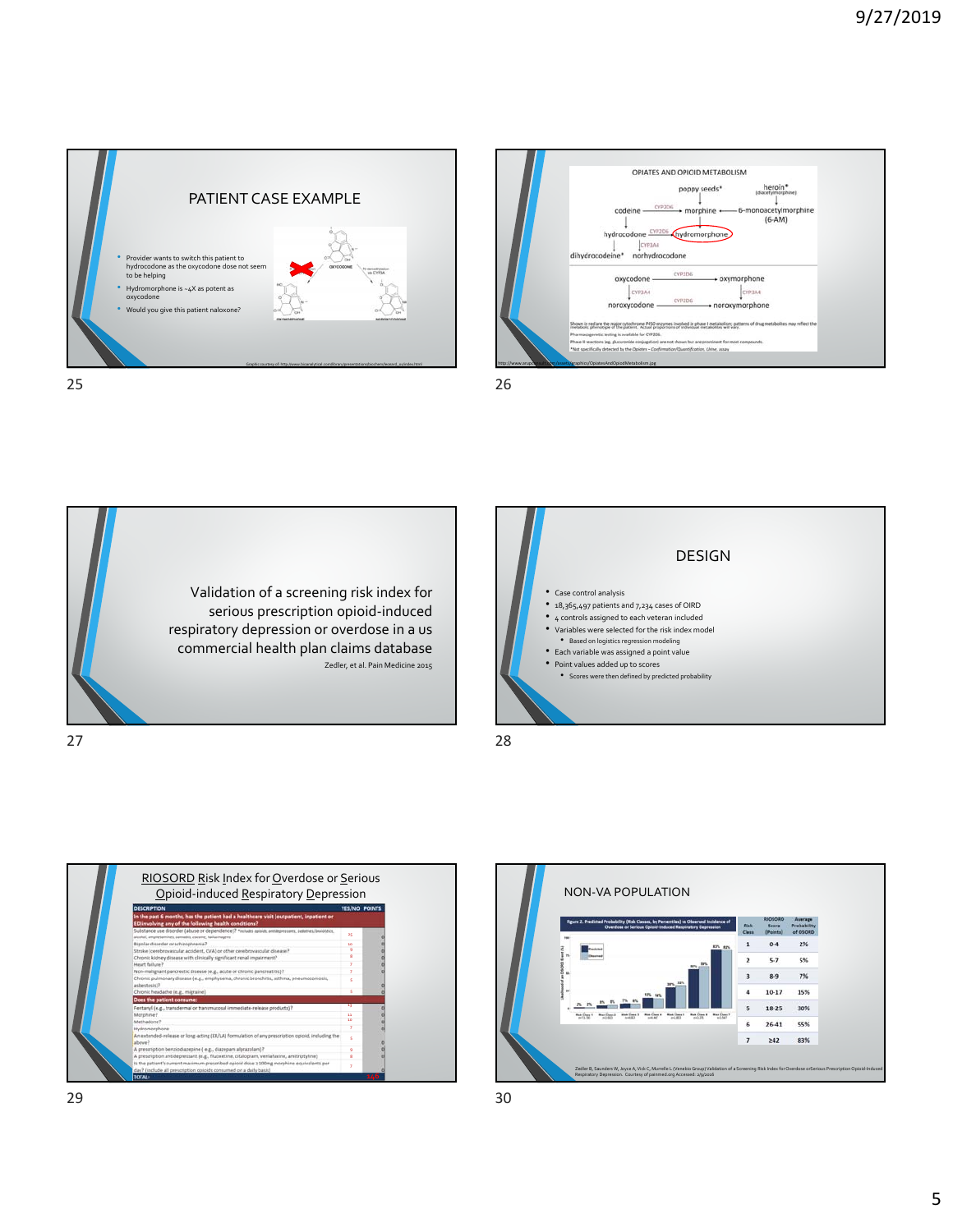## PATIENT CASE EXAMPLE

- Provider wants to switch this patient to hydrocodone as the oxycodone dose not seem to be helping
- Hydromorphone is ~4X as potent as oxycodone
- Would you give this patient naloxone?

Graphic courtesy of: http://www.bioanalytical.com/library/presentations/biochem/weseal_sv/index.html

---

OPIATES AND OPIOID METABOLISM

poppy seeds* — heroin* (diacetylmorphine)

codeine —CYP2D6→ morphine ← 6-monoacetylmorphine (6-AM)

hydrocodone —CYP2D6→ hydromorphone

CYP3A4

dihydrocodeine* — norhydrocodone

oxycodone —CYP2D6→ oxymorphone

CYP3A4 | CYP3A4

noroxycodone —CYP2D6→ noroxymorphone

Shown in red are the major cytochrome P450 enzymes involved in phase I metabolism; patterns of drug metabolites may reflect the metabolic phenotype of the patient. Actual proportions of individual metabolites will vary.

Pharmacogenetic testing is available for CYP2D6.

Phase II reactions (eg, glucuronide conjugation) are not shown but are prominent for most compounds.

*Not specifically detected by the Opiates – Confirmation/Quantification, Urine, assay

http://www.arupconsult.com/assets/graphics/OpiatesAndOpioidMetabolism.jpg

---

Validation of a screening risk index for serious prescription opioid-induced respiratory depression or overdose in a us commercial health plan claims database

Zedler, et al. Pain Medicine 2015

---

## DESIGN

- Case control analysis
- 18,365,497 patients and 7,234 cases of OIRD
- 4 controls assigned to each veteran included
- Variables were selected for the risk index model
  - Based on logistics regression modeling
- Each variable was assigned a point value
- Point values added up to scores
  - Scores were then defined by predicted probability

---

## RIOSORD Risk Index for Overdose or Serious Opioid-induced Respiratory Depression

| DESCRIPTION | YES/NO | POINTS |
|---|---|---|
| **In the past 6 months, has the patient had a healthcare visit (outpatient, inpatient or ED) involving any of the following health conditions?** | | |
| Substance use disorder (abuse or dependence)? *includes opioids, antidepressants, sedatives/anxiolytics, alcohol, amphetamines, cannabis, cocaine, hallucinogens | 25 | 0 |
| Bipolar disorder or schizophrenia? | 10 | 0 |
| Stroke (cerebrovascular accident, CVA) or other cerebrovascular disease? | 9 | 0 |
| Chronic kidney disease with clinically significant renal impairment? | 8 | 0 |
| Heart failure? | 7 | 0 |
| Non-malignant pancreatic disease (e.g., acute or chronic pancreatitis)? | 7 | 0 |
| Chronic pulmonary disease (e.g., emphysema, chronic bronchitis, asthma, pneumoconiosis, asbestosis)? | 5 | 0 |
| Chronic headache (e.g. migraine) | 5 | 0 |
| **Does the patient consume:** | | |
| Fentanyl (e.g., transdermal or transmucosal immediate-release products)? | 13 | 0 |
| Morphine? | 11 | 0 |
| Methadone? | 10 | 0 |
| Hydromorphone | 7 | 0 |
| An extended-release or long-acting (ER/LA) formulation of any prescription opioid, including the above? | 5 | 0 |
| A prescription benzodiazepine (e.g., diazepam alprazolam)? | 9 | 0 |
| A prescription antidepressant (e.g., fluoxetine, citalopram, venlafaxine, amitriptyline) | 8 | 0 |
| Is the patient's current maximum prescribed opioid dose ≥100mg morphine equivalents per day? (include all prescription opioids consumed on a daily basis) | 7 | 0 |
| TOTAL: | | 140 |

---

## NON-VA POPULATION

Figure 2. Predicted Probability (Risk Classes, by Percentiles) vs Observed Incidence of Overdose or Serious Opioid-induced Respiratory Depression

| Risk Class | RIOSORD Score (Points) | Average Probability of OSORD |
|---|---|---|
| 1 | 0-4 | 2% |
| 2 | 5-7 | 5% |
| 3 | 8-9 | 7% |
| 4 | 10-17 | 15% |
| 5 | 18-25 | 30% |
| 6 | 26-41 | 55% |
| 7 | ≥42 | 83% |

Zedler B, Saunders W, Joyce A, Vick C, Murrelle L (Venebio Group) Validation of a Screening Risk Index for Overdose or Serious Prescription Opioid-Induced Respiratory Depression. Courtesy of painmed.org Accessed: 2/9/2016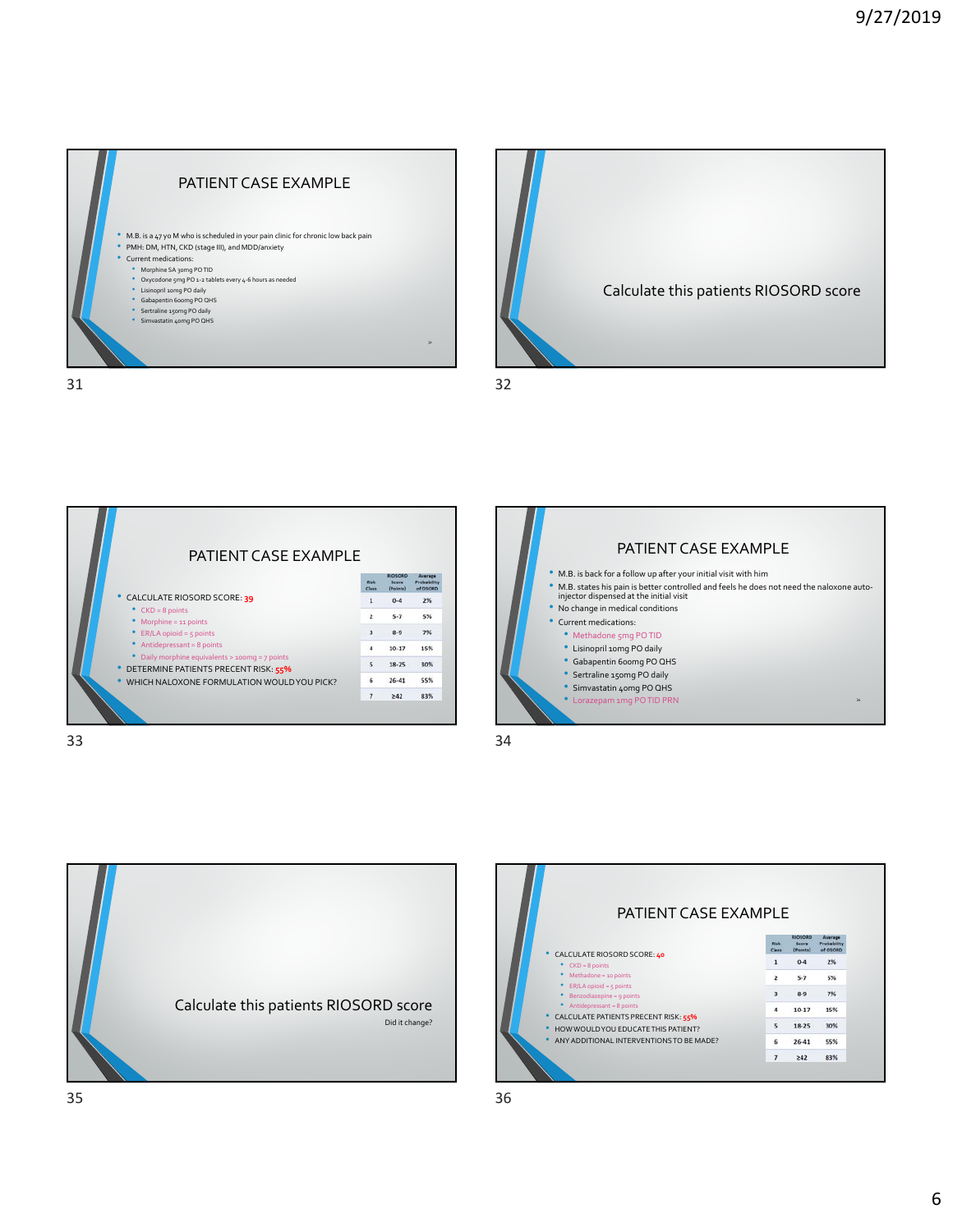## PATIENT CASE EXAMPLE

- M.B. is a 47 yo M who is scheduled in your pain clinic for chronic low back pain
- PMH: DM, HTN, CKD (stage III), and MDD/anxiety
- Current medications:
  - Morphine SA 30mg PO TID
  - Oxycodone 5mg PO 1-2 tablets every 4-6 hours as needed
  - Lisinopril 10mg PO daily
  - Gabapentin 600mg PO QHS
  - Sertraline 150mg PO daily
  - Simvastatin 40mg PO QHS

Calculate this patients RIOSORD score

## PATIENT CASE EXAMPLE

- CALCULATE RIOSORD SCORE: 39
  - CKD = 8 points
  - Morphine = 11 points
  - ER/LA opioid = 5 points
  - Antidepressant = 8 points
  - Daily morphine equivalents > 100mg = 7 points
- DETERMINE PATIENTS PRECENT RISK: 55%
- WHICH NALOXONE FORMULATION WOULD YOU PICK?

| Risk Class | RIOSORD Score (Points) | Average Probability of OSORD |
|---|---|---|
| 1 | 0-4 | 2% |
| 2 | 5-7 | 5% |
| 3 | 8-9 | 7% |
| 4 | 10-17 | 15% |
| 5 | 18-25 | 30% |
| 6 | 26-41 | 55% |
| 7 | ≥42 | 83% |

## PATIENT CASE EXAMPLE

- M.B. is back for a follow up after your initial visit with him
- M.B. states his pain is better controlled and feels he does not need the naloxone auto-injector dispensed at the initial visit
- No change in medical conditions
- Current medications:
  - Methadone 5mg PO TID
  - Lisinopril 10mg PO daily
  - Gabapentin 600mg PO QHS
  - Sertraline 150mg PO daily
  - Simvastatin 40mg PO QHS
  - Lorazepam 1mg PO TID PRN

Calculate this patients RIOSORD score

Did it change?

## PATIENT CASE EXAMPLE

- CALCULATE RIOSORD SCORE: 40
  - CKD = 8 points
  - Methadone = 10 points
  - ER/LA opioid = 5 points
  - Benzodiazepine = 9 points
  - Antidepressant = 8 points
- CALCULATE PATIENTS PRECENT RISK: 55%
- HOW WOULD YOU EDUCATE THIS PATIENT?
- ANY ADDITIONAL INTERVENTIONS TO BE MADE?

| Risk Class | RIOSORD Score (Points) | Average Probability of OSORD |
|---|---|---|
| 1 | 0-4 | 2% |
| 2 | 5-7 | 5% |
| 3 | 8-9 | 7% |
| 4 | 10-17 | 15% |
| 5 | 18-25 | 30% |
| 6 | 26-41 | 55% |
| 7 | ≥42 | 83% |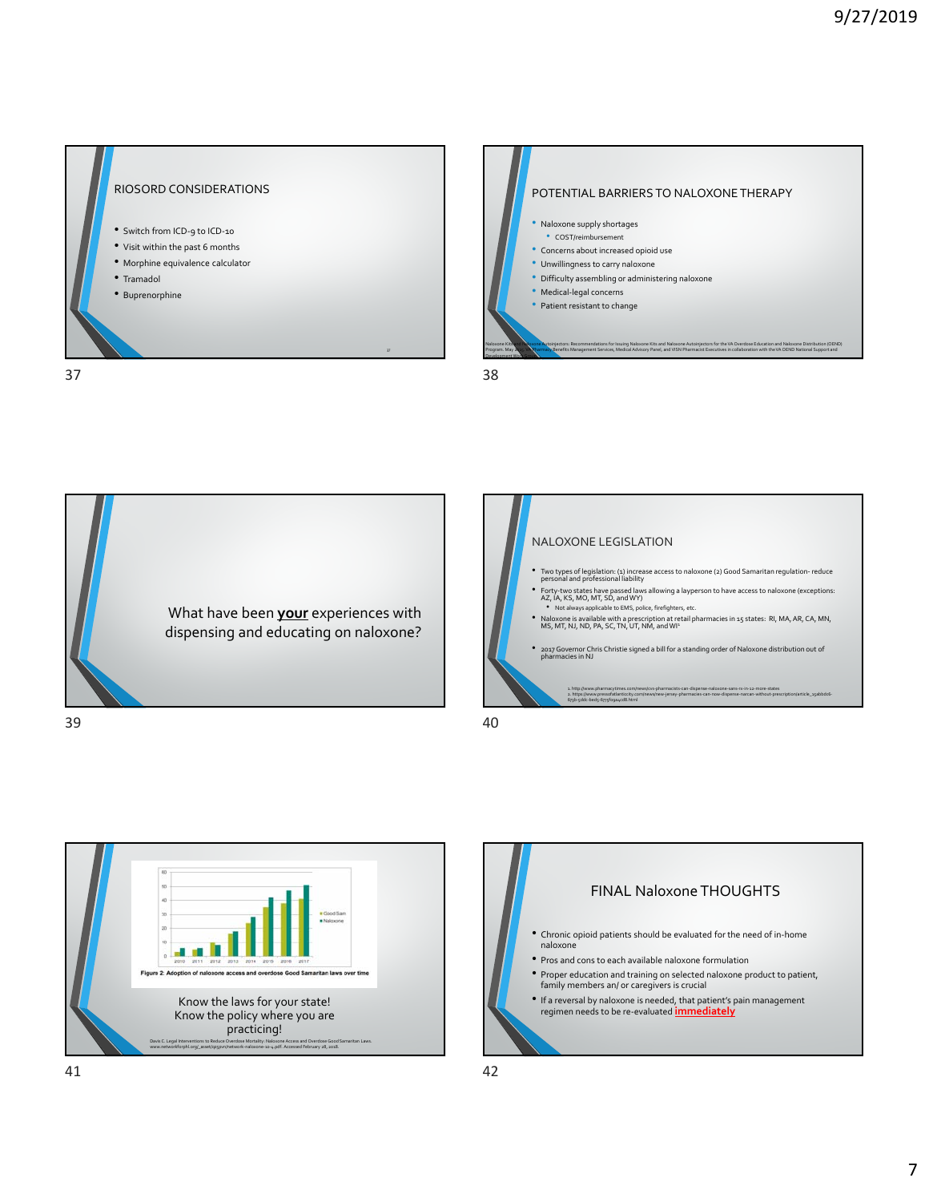## RIOSORD CONSIDERATIONS

- Switch from ICD-9 to ICD-10
- Visit within the past 6 months
- Morphine equivalence calculator
- Tramadol
- Buprenorphine

## POTENTIAL BARRIERS TO NALOXONE THERAPY

- Naloxone supply shortages
  - COST/reimbursement
- Concerns about increased opioid use
- Unwillingness to carry naloxone
- Difficulty assembling or administering naloxone
- Medical-legal concerns
- Patient resistant to change

Naloxone Kits and Naloxone Autoinjectors: Recommendations for Issuing Naloxone Kits and Naloxone Autoinjectors for the VA Overdose Education and Naloxone Distribution (OEND) Program. May 2016. VA Pharmacy Benefits Management Services, Medical Advisory Panel, and VISN Pharmacist Executives in collaboration with the VA OEND National Support and Development Workgroup.

What have been **your** experiences with dispensing and educating on naloxone?

## NALOXONE LEGISLATION

- Two types of legislation: (1) increase access to naloxone (2) Good Samaritan regulation- reduce personal and professional liability
- Forty-two states have passed laws allowing a layperson to have access to naloxone (exceptions: AZ, IA, KS, MO, MT, SD, and WY)
  - Not always applicable to EMS, police, firefighters, etc.
- Naloxone is available with a prescription at retail pharmacies in 15 states: RI, MA, AR, CA, MN, MS, MT, NJ, ND, PA, SC, TN, UT, NM, and WI[1]
- 2017 Governor Chris Christie signed a bill for a standing order of Naloxone distribution out of pharmacies in NJ

1. http://www.pharmacytimes.com/news/cvs-pharmacists-can-dispense-naloxone-sans-rx-in-12-more-states
2. https://www.pressofatlanticcity.com/news/new-jersey-pharmacies-can-now-dispense-narcan-without-prescription/article_15abb1d6-6731-5ddc-bed5-677f09a4cd8.html

60
50
40
30
20
10
0
2010 2011 2012 2013 2014 2015 2016 2017
Good Sam
Naloxone

Figure 2: Adoption of naloxone access and overdose Good Samaritan laws over time

Know the laws for your state!
Know the policy where you are practicing!

Davis C. Legal Interventions to Reduce Overdose Mortality: Naloxone Access and Overdose Good Samaritan Laws. www.networkforphl.org/_asset/qz5pvn/network-naloxone-10-4.pdf. Accessed February 28, 2018.

## FINAL Naloxone THOUGHTS

- Chronic opioid patients should be evaluated for the need of in-home naloxone
- Pros and cons to each available naloxone formulation
- Proper education and training on selected naloxone product to patient, family members an/ or caregivers is crucial
- If a reversal by naloxone is needed, that patient's pain management regimen needs to be re-evaluated **immediately**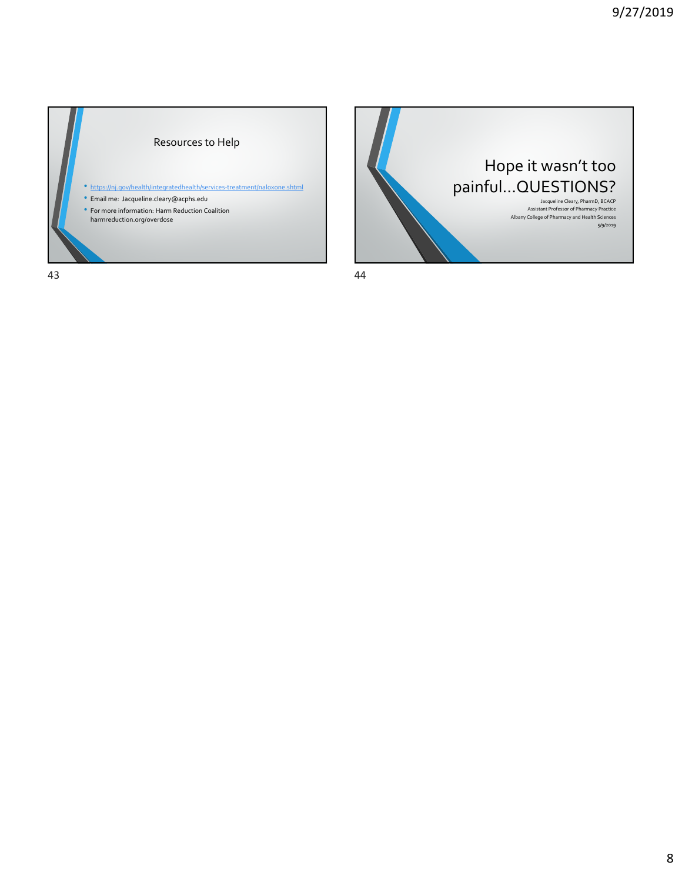## Resources to Help

- https://nj.gov/health/integratedhealth/services-treatment/naloxone.shtml
- Email me: Jacqueline.cleary@acphs.edu
- For more information: Harm Reduction Coalition harmreduction.org/overdose

## Hope it wasn't too painful...QUESTIONS?

Jacqueline Cleary, PharmD, BCACP
Assistant Professor of Pharmacy Practice
Albany College of Pharmacy and Health Sciences
5/9/2019